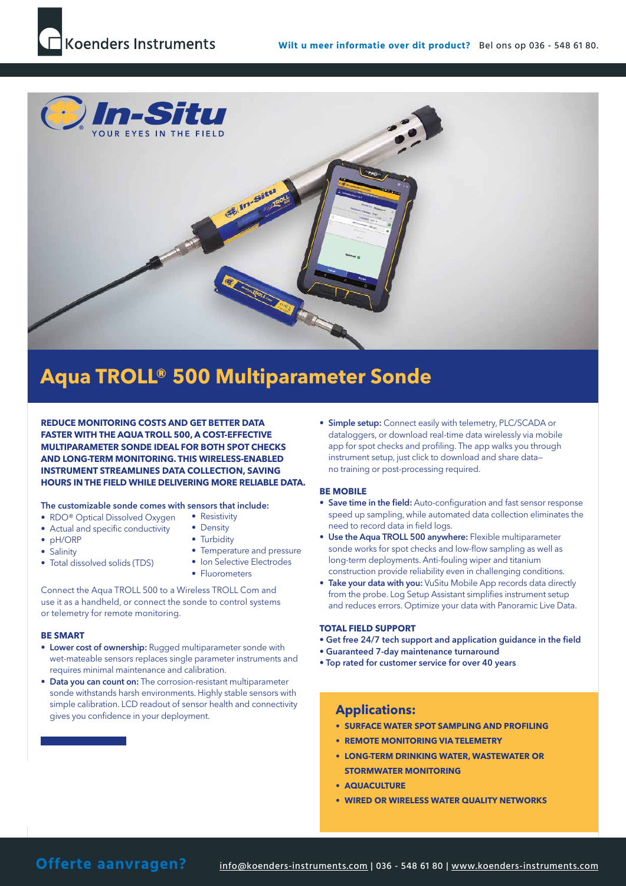Koenders Instruments

**Wilt u meer informatie over dit product?** Bel ons op 036 - 548 61 80.

# Aqua TROLL® 500 Multiparameter Sonde

**REDUCE MONITORING COSTS AND GET BETTER DATA FASTER WITH THE AQUA TROLL 500, A COST-EFFECTIVE MULTIPARAMETER SONDE IDEAL FOR BOTH SPOT CHECKS AND LONG-TERM MONITORING. THIS WIRELESS-ENABLED INSTRUMENT STREAMLINES DATA COLLECTION, SAVING HOURS IN THE FIELD WHILE DELIVERING MORE RELIABLE DATA.**

**The customizable sonde comes with sensors that include:**

- RDO® Optical Dissolved Oxygen
- Actual and specific conductivity
- pH/ORP
- Salinity
- Total dissolved solids (TDS)
- Resistivity
- Density
- Turbidity
- Temperature and pressure
- Ion Selective Electrodes
- Fluorometers

Connect the Aqua TROLL 500 to a Wireless TROLL Com and use it as a handheld, or connect the sonde to control systems or telemetry for remote monitoring.

### BE SMART

- **Lower cost of ownership:** Rugged multiparameter sonde with wet-mateable sensors replaces single parameter instruments and requires minimal maintenance and calibration.
- **Data you can count on:** The corrosion-resistant multiparameter sonde withstands harsh environments. Highly stable sensors with simple calibration. LCD readout of sensor health and connectivity gives you confidence in your deployment.
- **Simple setup:** Connect easily with telemetry, PLC/SCADA or dataloggers, or download real-time data wirelessly via mobile app for spot checks and profiling. The app walks you through instrument setup, just click to download and share data—no training or post-processing required.

### BE MOBILE

- **Save time in the field:** Auto-configuration and fast sensor response speed up sampling, while automated data collection eliminates the need to record data in field logs.
- **Use the Aqua TROLL 500 anywhere:** Flexible multiparameter sonde works for spot checks and low-flow sampling as well as long-term deployments. Anti-fouling wiper and titanium construction provide reliability even in challenging conditions.
- **Take your data with you:** VuSitu Mobile App records data directly from the probe. Log Setup Assistant simplifies instrument setup and reduces errors. Optimize your data with Panoramic Live Data.

### TOTAL FIELD SUPPORT

- Get free 24/7 tech support and application guidance in the field
- Guaranteed 7-day maintenance turnaround
- Top rated for customer service for over 40 years

## Applications:

- **SURFACE WATER SPOT SAMPLING AND PROFILING**
- **REMOTE MONITORING VIA TELEMETRY**
- **LONG-TERM DRINKING WATER, WASTEWATER OR STORMWATER MONITORING**
- **AQUACULTURE**
- **WIRED OR WIRELESS WATER QUALITY NETWORKS**

**Offerte aanvragen?** info@koenders-instruments.com | 036 - 548 61 80 | www.koenders-instruments.com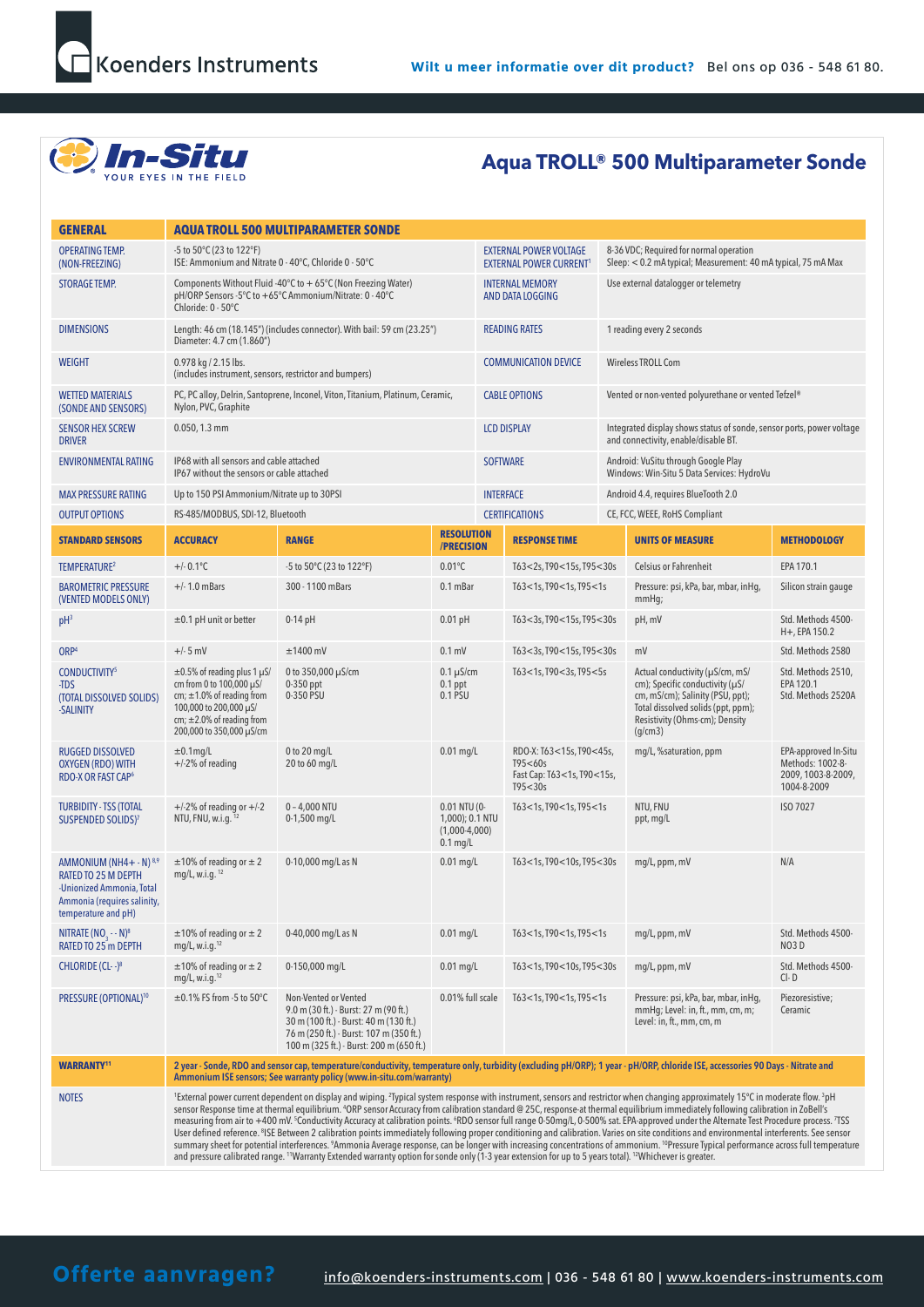Koenders Instruments

**Wilt u meer informatie over dit product?** Bel ons op 036 - 548 61 80.

In-Situ — YOUR EYES IN THE FIELD

# Aqua TROLL® 500 Multiparameter Sonde

| GENERAL | AQUA TROLL 500 MULTIPARAMETER SONDE | | |
|---|---|---|---|
| OPERATING TEMP. (NON-FREEZING) | -5 to 50°C (23 to 122°F) ISE: Ammonium and Nitrate 0 - 40°C, Chloride 0 - 50°C | EXTERNAL POWER VOLTAGE EXTERNAL POWER CURRENT[1] | 8-36 VDC; Required for normal operation Sleep: < 0.2 mA typical; Measurement: 40 mA typical, 75 mA Max |
| STORAGE TEMP. | Components Without Fluid -40°C to + 65°C (Non Freezing Water) pH/ORP Sensors -5°C to +65°C Ammonium/Nitrate: 0 - 40°C Chloride: 0 - 50°C | INTERNAL MEMORY AND DATA LOGGING | Use external datalogger or telemetry |
| DIMENSIONS | Length: 46 cm (18.145") (includes connector). With bail: 59 cm (23.25") Diameter: 4.7 cm (1.860") | READING RATES | 1 reading every 2 seconds |
| WEIGHT | 0.978 kg / 2.15 lbs. (includes instrument, sensors, restrictor and bumpers) | COMMUNICATION DEVICE | Wireless TROLL Com |
| WETTED MATERIALS (SONDE AND SENSORS) | PC, PC alloy, Delrin, Santoprene, Inconel, Viton, Titanium, Platinum, Ceramic, Nylon, PVC, Graphite | CABLE OPTIONS | Vented or non-vented polyurethane or vented Tefzel® |
| SENSOR HEX SCREW DRIVER | 0.050, 1.3 mm | LCD DISPLAY | Integrated display shows status of sonde, sensor ports, power voltage and connectivity, enable/disable BT. |
| ENVIRONMENTAL RATING | IP68 with all sensors and cable attached IP67 without the sensors or cable attached | SOFTWARE | Android: VuSitu through Google Play Windows: Win-Situ 5 Data Services: HydroVu |
| MAX PRESSURE RATING | Up to 150 PSI Ammonium/Nitrate up to 30PSI | INTERFACE | Android 4.4, requires BlueTooth 2.0 |
| OUTPUT OPTIONS | RS-485/MODBUS, SDI-12, Bluetooth | CERTIFICATIONS | CE, FCC, WEEE, RoHS Compliant |

| STANDARD SENSORS | ACCURACY | RANGE | RESOLUTION /PRECISION | RESPONSE TIME | UNITS OF MEASURE | METHODOLOGY |
|---|---|---|---|---|---|---|
| TEMPERATURE[2] | +/- 0.1°C | -5 to 50°C (23 to 122°F) | 0.01°C | T63<2s, T90<15s, T95<30s | Celsius or Fahrenheit | EPA 170.1 |
| BAROMETRIC PRESSURE (VENTED MODELS ONLY) | +/- 1.0 mBars | 300 - 1100 mBars | 0.1 mBar | T63<1s, T90<1s, T95<1s | Pressure: psi, kPa, bar, mbar, inHg, mmHg; | Silicon strain gauge |
| pH[3] | ±0.1 pH unit or better | 0-14 pH | 0.01 pH | T63<3s, T90<15s, T95<30s | pH, mV | Std. Methods 4500-H+, EPA 150.2 |
| ORP[4] | +/- 5 mV | ±1400 mV | 0.1 mV | T63<3s, T90<15s, T95<30s | mV | Std. Methods 2580 |
| CONDUCTIVITY[5] -TDS (TOTAL DISSOLVED SOLIDS) -SALINITY | ±0.5% of reading plus 1 µS/cm from 0 to 100,000 µS/cm; ±1.0% of reading from 100,000 to 200,000 µS/cm; ±2.0% of reading from 200,000 to 350,000 µS/cm | 0 to 350,000 µS/cm 0-350 ppt 0-350 PSU | 0.1 µS/cm 0.1 ppt 0.1 PSU | T63<1s, T90<3s, T95<5s | Actual conductivity (µS/cm, mS/cm); Specific conductivity (µS/cm, mS/cm); Salinity (PSU, ppt); Total dissolved solids (ppt, ppm); Resistivity (Ohms-cm); Density (g/cm3) | Std. Methods 2510, EPA 120.1 Std. Methods 2520A |
| RUGGED DISSOLVED OXYGEN (RDO) WITH RDO-X OR FAST CAP[6] | ±0.1mg/L +/-2% of reading | 0 to 20 mg/L 20 to 60 mg/L | 0.01 mg/L | RDO-X: T63<15s, T90<45s, T95<60s Fast Cap: T63<1s, T90<15s, T95<30s | mg/L, %saturation, ppm | EPA-approved In-Situ Methods: 1002-8-2009, 1003-8-2009, 1004-8-2009 |
| TURBIDITY - TSS (TOTAL SUSPENDED SOLIDS)[7] | +/-2% of reading or +/-2 NTU, FNU, w.i.g. [12] | 0 – 4,000 NTU 0-1,500 mg/L | 0.01 NTU (0-1,000); 0.1 NTU (1,000-4,000) 0.1 mg/L | T63<1s, T90<1s, T95<1s | NTU, FNU ppt, mg/L | ISO 7027 |
| AMMONIUM ($NH_4$+ - N) [8,9] RATED TO 25 M DEPTH -Unionized Ammonia, Total Ammonia (requires salinity, temperature and pH) | ±10% of reading or ± 2 mg/L, w.i.g. [12] | 0-10,000 mg/L as N | 0.01 mg/L | T63<1s, T90<10s, T95<30s | mg/L, ppm, mV | N/A |
| NITRATE ($NO_3$ - - N)[8] RATED TO 25 m DEPTH | ±10% of reading or ± 2 mg/L, w.i.g.[12] | 0-40,000 mg/L as N | 0.01 mg/L | T63<1s, T90<1s, T95<1s | mg/L, ppm, mV | Std. Methods 4500-NO3 D |
| CHLORIDE (CL- -)[8] | ±10% of reading or ± 2 mg/L, w.i.g.[12] | 0-150,000 mg/L | 0.01 mg/L | T63<1s, T90<10s, T95<30s | mg/L, ppm, mV | Std. Methods 4500-Cl- D |
| PRESSURE (OPTIONAL)[10] | ±0.1% FS from -5 to 50°C | Non-Vented or Vented 9.0 m (30 ft.) - Burst: 27 m (90 ft.) 30 m (100 ft.) - Burst: 40 m (130 ft.) 76 m (250 ft.) - Burst: 107 m (350 ft.) 100 m (325 ft.) - Burst: 200 m (650 ft.) | 0.01% full scale | T63<1s, T90<1s, T95<1s | Pressure: psi, kPa, bar, mbar, inHg, mmHg; Level: in, ft., mm, cm, m; Level: in, ft., mm, cm, m | Piezoresistive; Ceramic |
| WARRANTY[11] | 2 year - Sonde, RDO and sensor cap, temperature/conductivity, temperature only, turbidity (excluding pH/ORP); 1 year - pH/ORP, chloride ISE, accessories 90 Days - Nitrate and Ammonium ISE sensors; See warranty policy (www.in-situ.com/warranty) | | | | | |
| NOTES | [1]External power current dependent on display and wiping. [2]Typical system response with instrument, sensors and restrictor when changing approximately 15°C in moderate flow. [3]pH sensor Response time at thermal equilibrium. [4]ORP sensor Accuracy from calibration standard @ 25C, response-at thermal equilibrium immediately following calibration in ZoBell's measuring from air to +400 mV. [5]Conductivity Accuracy at calibration points. [6]RDO sensor full range 0-50mg/L, 0-500% sat. EPA-approved under the Alternate Test Procedure process. [7]TSS User defined reference. [8]ISE Between 2 calibration points immediately following proper conditioning and calibration. Varies on site conditions and environmental interferents. See sensor summary sheet for potential interferences. [9]Ammonia Average response, can be longer with increasing concentrations of ammonium. [10]Pressure Typical performance across full temperature and pressure calibrated range. [11]Warranty Extended warranty option for sonde only (1-3 year extension for up to 5 years total). [12]Whichever is greater. | | | | | |

**Offerte aanvragen?** info@koenders-instruments.com | 036 - 548 61 80 | www.koenders-instruments.com